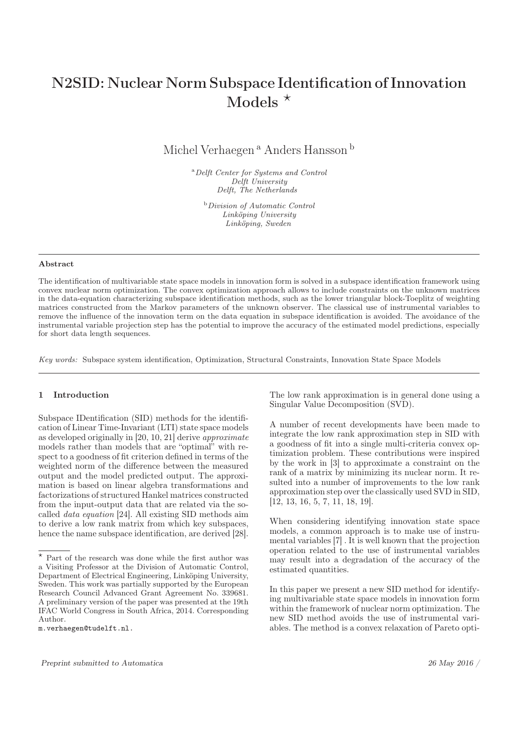# N2SID: Nuclear Norm Subspace Identification of Innovation Models [⋆]

Michel Verhaegen [a] Anders Hansson [b]

[a] *Delft Center for Systems and Control*
*Delft University*
*Delft, The Netherlands*

[b] *Division of Automatic Control*
*Linköping University*
*Linköping, Sweden*

---

**Abstract**

The identification of multivariable state space models in innovation form is solved in a subspace identification framework using convex nuclear norm optimization. The convex optimization approach allows to include constraints on the unknown matrices in the data-equation characterizing subspace identification methods, such as the lower triangular block-Toeplitz of weighting matrices constructed from the Markov parameters of the unknown observer. The classical use of instrumental variables to remove the influence of the innovation term on the data equation in subspace identification is avoided. The avoidance of the instrumental variable projection step has the potential to improve the accuracy of the estimated model predictions, especially for short data length sequences.

*Key words:* Subspace system identification, Optimization, Structural Constraints, Innovation State Space Models

---

## 1 Introduction

Subspace IDentification (SID) methods for the identification of Linear Time-Invariant (LTI) state space models as developed originally in [20, 10, 21] derive *approximate* models rather than models that are "optimal" with respect to a goodness of fit criterion defined in terms of the weighted norm of the difference between the measured output and the model predicted output. The approximation is based on linear algebra transformations and factorizations of structured Hankel matrices constructed from the input-output data that are related via the so-called *data equation* [24]. All existing SID methods aim to derive a low rank matrix from which key subspaces, hence the name subspace identification, are derived [28]. The low rank approximation is in general done using a Singular Value Decomposition (SVD).

A number of recent developments have been made to integrate the low rank approximation step in SID with a goodness of fit into a single multi-criteria convex optimization problem. These contributions were inspired by the work in [3] to approximate a constraint on the rank of a matrix by minimizing its nuclear norm. It resulted into a number of improvements to the low rank approximation step over the classically used SVD in SID, [12, 13, 16, 5, 7, 11, 18, 19].

When considering identifying innovation state space models, a common approach is to make use of instrumental variables [7] . It is well known that the projection operation related to the use of instrumental variables may result into a degradation of the accuracy of the estimated quantities.

In this paper we present a new SID method for identifying multivariable state space models in innovation form within the framework of nuclear norm optimization. The new SID method avoids the use of instrumental variables. The method is a convex relaxation of Pareto opti-

---

[⋆] Part of the research was done while the first author was a Visiting Professor at the Division of Automatic Control, Department of Electrical Engineering, Linköping University, Sweden. This work was partially supported by the European Research Council Advanced Grant Agreement No. 339681. A preliminary version of the paper was presented at the 19th IFAC World Congress in South Africa, 2014. Corresponding Author.
m.verhaegen@tudelft.nl.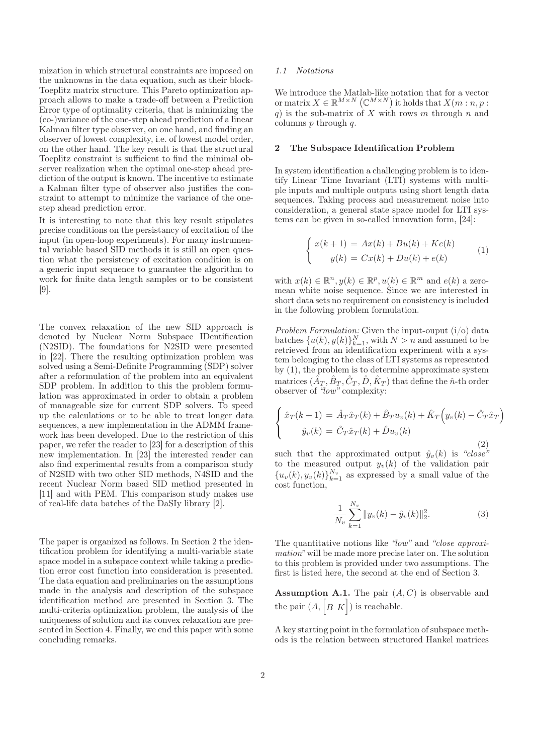mization in which structural constraints are imposed on the unknowns in the data equation, such as their block-Toeplitz matrix structure. This Pareto optimization approach allows to make a trade-off between a Prediction Error type of optimality criteria, that is minimizing the (co-)variance of the one-step ahead prediction of a linear Kalman filter type observer, on one hand, and finding an observer of lowest complexity, i.e. of lowest model order, on the other hand. The key result is that the structural Toeplitz constraint is sufficient to find the minimal observer realization when the optimal one-step ahead prediction of the output is known. The incentive to estimate a Kalman filter type of observer also justifies the constraint to attempt to minimize the variance of the one-step ahead prediction error.

It is interesting to note that this key result stipulates precise conditions on the persistancy of excitation of the input (in open-loop experiments). For many instrumental variable based SID methods it is still an open question what the persistency of excitation condition is on a generic input sequence to guarantee the algorithm to work for finite data length samples or to be consistent [9].

The convex relaxation of the new SID approach is denoted by Nuclear Norm Subspace IDentification (N2SID). The foundations for N2SID were presented in [22]. There the resulting optimization problem was solved using a Semi-Definite Programming (SDP) solver after a reformulation of the problem into an equivalent SDP problem. In addition to this the problem formulation was approximated in order to obtain a problem of manageable size for current SDP solvers. To speed up the calculations or to be able to treat longer data sequences, a new implementation in the ADMM framework has been developed. Due to the restriction of this paper, we refer the reader to [23] for a description of this new implementation. In [23] the interested reader can also find experimental results from a comparison study of N2SID with two other SID methods, N4SID and the recent Nuclear Norm based SID method presented in [11] and with PEM. This comparison study makes use of real-life data batches of the DaSIy library [2].

The paper is organized as follows. In Section 2 the identification problem for identifying a multi-variable state space model in a subspace context while taking a prediction error cost function into consideration is presented. The data equation and preliminaries on the assumptions made in the analysis and description of the subspace identification method are presented in Section 3. The multi-criteria optimization problem, the analysis of the uniqueness of solution and its convex relaxation are presented in Section 4. Finally, we end this paper with some concluding remarks.

### 1.1 Notations

We introduce the Matlab-like notation that for a vector or matrix $X \in \mathbb{R}^{M \times N}$ $\left(\mathbb{C}^{M \times N}\right)$ it holds that $X(m:n, p:q)$ is the sub-matrix of $X$ with rows $m$ through $n$ and columns $p$ through $q$.

## 2 The Subspace Identification Problem

In system identification a challenging problem is to identify Linear Time Invariant (LTI) systems with multiple inputs and multiple outputs using short length data sequences. Taking process and measurement noise into consideration, a general state space model for LTI systems can be given in so-called innovation form, [24]:

$$\begin{cases} x(k+1) = Ax(k) + Bu(k) + Ke(k) \\ \quad y(k) = Cx(k) + Du(k) + e(k) \end{cases} \tag{1}$$

with $x(k) \in \mathbb{R}^n, y(k) \in \mathbb{R}^p, u(k) \in \mathbb{R}^m$ and $e(k)$ a zero-mean white noise sequence. Since we are interested in short data sets no requirement on consistency is included in the following problem formulation.

*Problem Formulation:* Given the input-ouput (i/o) data batches $\{u(k), y(k)\}_{k=1}^{N}$, with $N > n$ and assumed to be retrieved from an identification experiment with a system belonging to the class of LTI systems as represented by (1), the problem is to determine approximate system matrices $(\hat{A}_T, \hat{B}_T, \hat{C}_T, \hat{D}, \hat{K}_T)$ that define the $\hat{n}$-th order observer of *"low"* complexity:

$$\begin{cases} \hat{x}_T(k+1) = \hat{A}_T\hat{x}_T(k) + \hat{B}_T u_v(k) + \hat{K}_T\Big(y_v(k) - \hat{C}_T\hat{x}_T\Big) \\ \quad \hat{y}_v(k) = \hat{C}_T\hat{x}_T(k) + \hat{D}u_v(k) \end{cases} \tag{2}$$

such that the approximated output $\hat{y}_v(k)$ is *"close"* to the measured output $y_v(k)$ of the validation pair $\{u_v(k), y_v(k)\}_{k=1}^{N_v}$ as expressed by a small value of the cost function,

$$\frac{1}{N_v}\sum_{k=1}^{N_v} \|y_v(k) - \hat{y}_v(k)\|_2^2. \tag{3}$$

The quantitative notions like *"low"* and *"close approximation"* will be made more precise later on. The solution to this problem is provided under two assumptions. The first is listed here, the second at the end of Section 3.

**Assumption A.1.** The pair $(A, C)$ is observable and the pair $(A, \begin{bmatrix} B & K \end{bmatrix})$ is reachable.

A key starting point in the formulation of subspace methods is the relation between structured Hankel matrices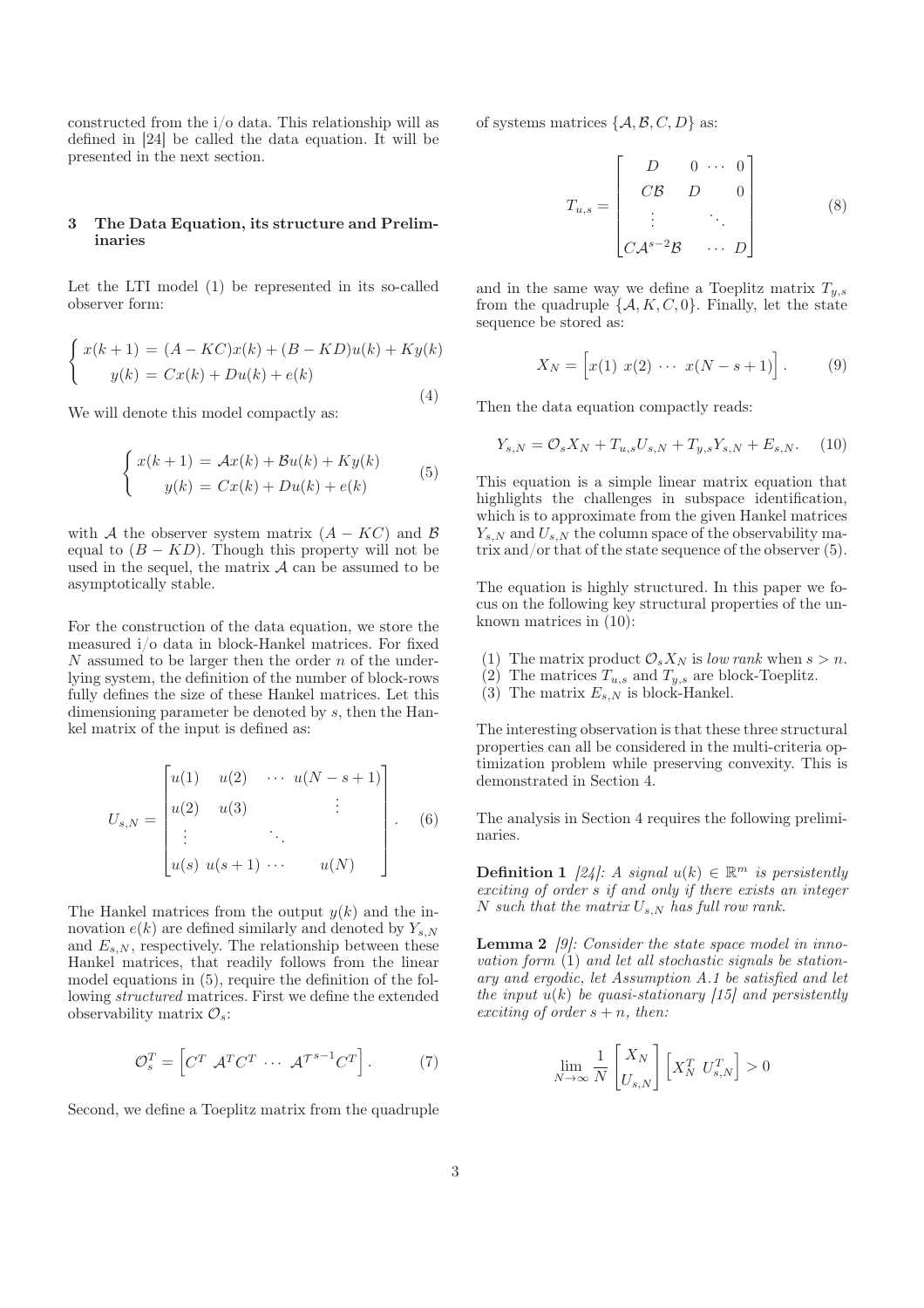constructed from the i/o data. This relationship will as defined in [24] be called the data equation. It will be presented in the next section.

## 3 The Data Equation, its structure and Preliminaries

Let the LTI model (1) be represented in its so-called observer form:

$$\begin{cases} x(k+1) = (A - KC)x(k) + (B - KD)u(k) + Ky(k) \\ \quad y(k) = Cx(k) + Du(k) + e(k) \end{cases} \tag{4}$$

We will denote this model compactly as:

$$\begin{cases} x(k+1) = \mathcal{A}x(k) + \mathcal{B}u(k) + Ky(k) \\ \quad y(k) = Cx(k) + Du(k) + e(k) \end{cases} \tag{5}$$

with $\mathcal{A}$ the observer system matrix $(A - KC)$ and $\mathcal{B}$ equal to $(B - KD)$. Though this property will not be used in the sequel, the matrix $\mathcal{A}$ can be assumed to be asymptotically stable.

For the construction of the data equation, we store the measured i/o data in block-Hankel matrices. For fixed $N$ assumed to be larger then the order $n$ of the underlying system, the definition of the number of block-rows fully defines the size of these Hankel matrices. Let this dimensioning parameter be denoted by $s$, then the Hankel matrix of the input is defined as:

$$U_{s,N} = \begin{bmatrix} u(1) & u(2) & \cdots & u(N-s+1) \\ u(2) & u(3) & & \vdots \\ \vdots & & \ddots & \\ u(s) & u(s+1) & \cdots & u(N) \end{bmatrix}. \tag{6}$$

The Hankel matrices from the output $y(k)$ and the innovation $e(k)$ are defined similarly and denoted by $Y_{s,N}$ and $E_{s,N}$, respectively. The relationship between these Hankel matrices, that readily follows from the linear model equations in (5), require the definition of the following *structured* matrices. First we define the extended observability matrix $\mathcal{O}_s$:

$$\mathcal{O}_s^T = \begin{bmatrix} C^T & \mathcal{A}^T C^T & \cdots & \mathcal{A}^{T^{s-1}} C^T \end{bmatrix}. \tag{7}$$

Second, we define a Toeplitz matrix from the quadruple of systems matrices $\{\mathcal{A}, \mathcal{B}, C, D\}$ as:

$$T_{u,s} = \begin{bmatrix} D & 0 & \cdots & 0 \\ C\mathcal{B} & D & & 0 \\ \vdots & & \ddots & \\ C\mathcal{A}^{s-2}\mathcal{B} & & \cdots & D \end{bmatrix} \tag{8}$$

and in the same way we define a Toeplitz matrix $T_{y,s}$ from the quadruple $\{\mathcal{A}, K, C, 0\}$. Finally, let the state sequence be stored as:

$$X_N = \begin{bmatrix} x(1) & x(2) & \cdots & x(N-s+1) \end{bmatrix}. \tag{9}$$

Then the data equation compactly reads:

$$Y_{s,N} = \mathcal{O}_s X_N + T_{u,s} U_{s,N} + T_{y,s} Y_{s,N} + E_{s,N}. \tag{10}$$

This equation is a simple linear matrix equation that highlights the challenges in subspace identification, which is to approximate from the given Hankel matrices $Y_{s,N}$ and $U_{s,N}$ the column space of the observability matrix and/or that of the state sequence of the observer (5).

The equation is highly structured. In this paper we focus on the following key structural properties of the unknown matrices in (10):

(1) The matrix product $\mathcal{O}_s X_N$ is *low rank* when $s > n$.
(2) The matrices $T_{u,s}$ and $T_{y,s}$ are block-Toeplitz.
(3) The matrix $E_{s,N}$ is block-Hankel.

The interesting observation is that these three structural properties can all be considered in the multi-criteria optimization problem while preserving convexity. This is demonstrated in Section 4.

The analysis in Section 4 requires the following preliminaries.

**Definition 1** *[24]: A signal $u(k) \in \mathbb{R}^m$ is persistently exciting of order $s$ if and only if there exists an integer $N$ such that the matrix $U_{s,N}$ has full row rank.*

**Lemma 2** *[9]: Consider the state space model in innovation form (1) and let all stochastic signals be stationary and ergodic, let Assumption A.1 be satisfied and let the input $u(k)$ be quasi-stationary [15] and persistently exciting of order $s + n$, then:*

$$\lim_{N \to \infty} \frac{1}{N} \begin{bmatrix} X_N \\ U_{s,N} \end{bmatrix} \begin{bmatrix} X_N^T & U_{s,N}^T \end{bmatrix} > 0$$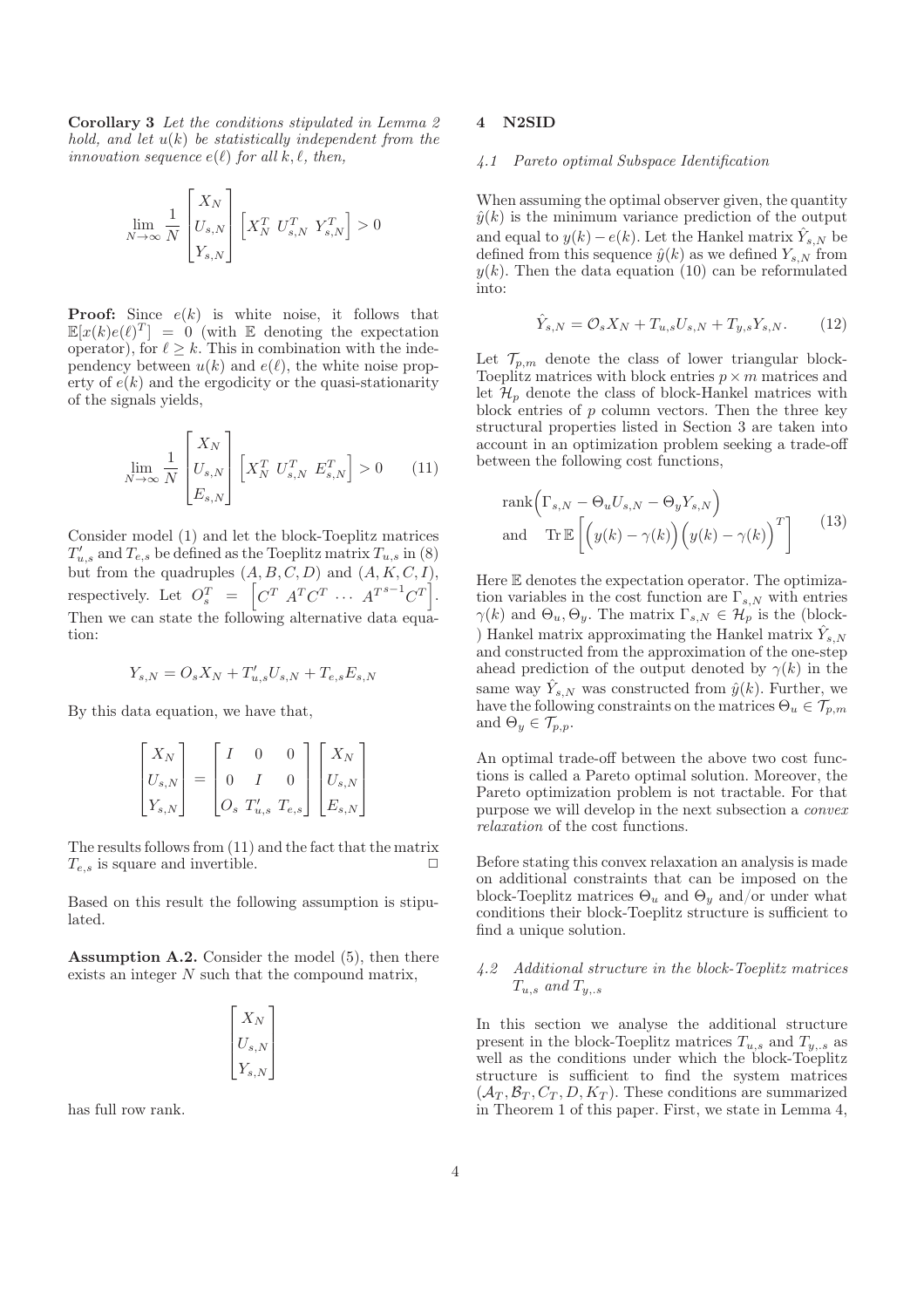**Corollary 3** *Let the conditions stipulated in Lemma 2 hold, and let $u(k)$ be statistically independent from the innovation sequence $e(\ell)$ for all $k, \ell$, then,*

$$\lim_{N\to\infty} \frac{1}{N} \begin{bmatrix} X_N \\ U_{s,N} \\ Y_{s,N} \end{bmatrix} \begin{bmatrix} X_N^T & U_{s,N}^T & Y_{s,N}^T \end{bmatrix} > 0$$

**Proof:** Since $e(k)$ is white noise, it follows that $\mathbb{E}[x(k)e(\ell)^T] = 0$ (with $\mathbb{E}$ denoting the expectation operator), for $\ell \geq k$. This in combination with the independency between $u(k)$ and $e(\ell)$, the white noise property of $e(k)$ and the ergodicity or the quasi-stationarity of the signals yields,

$$\lim_{N\to\infty} \frac{1}{N} \begin{bmatrix} X_N \\ U_{s,N} \\ E_{s,N} \end{bmatrix} \begin{bmatrix} X_N^T & U_{s,N}^T & E_{s,N}^T \end{bmatrix} > 0 \qquad (11)$$

Consider model (1) and let the block-Toeplitz matrices $T'_{u,s}$ and $T_{e,s}$ be defined as the Toeplitz matrix $T_{u,s}$ in (8) but from the quadruples $(A, B, C, D)$ and $(A, K, C, I)$, respectively. Let $O_s^T = \begin{bmatrix} C^T & A^T C^T & \cdots & A^{T^{s-1}} C^T \end{bmatrix}$. Then we can state the following alternative data equation:

$$Y_{s,N} = O_s X_N + T'_{u,s} U_{s,N} + T_{e,s} E_{s,N}$$

By this data equation, we have that,

$$\begin{bmatrix} X_N \\ U_{s,N} \\ Y_{s,N} \end{bmatrix} = \begin{bmatrix} I & 0 & 0 \\ 0 & I & 0 \\ O_s & T'_{u,s} & T_{e,s} \end{bmatrix} \begin{bmatrix} X_N \\ U_{s,N} \\ E_{s,N} \end{bmatrix}$$

The results follows from (11) and the fact that the matrix $T_{e,s}$ is square and invertible. □

Based on this result the following assumption is stipulated.

**Assumption A.2.** Consider the model (5), then there exists an integer $N$ such that the compound matrix,

$$\begin{bmatrix} X_N \\ U_{s,N} \\ Y_{s,N} \end{bmatrix}$$

has full row rank.

## 4 N2SID

### 4.1 Pareto optimal Subspace Identification

When assuming the optimal observer given, the quantity $\hat{y}(k)$ is the minimum variance prediction of the output and equal to $y(k) - e(k)$. Let the Hankel matrix $\hat{Y}_{s,N}$ be defined from this sequence $\hat{y}(k)$ as we defined $Y_{s,N}$ from $y(k)$. Then the data equation (10) can be reformulated into:

$$\hat{Y}_{s,N} = \mathcal{O}_s X_N + T_{u,s} U_{s,N} + T_{y,s} Y_{s,N}. \qquad (12)$$

Let $\mathcal{T}_{p,m}$ denote the class of lower triangular block-Toeplitz matrices with block entries $p \times m$ matrices and let $\mathcal{H}_p$ denote the class of block-Hankel matrices with block entries of $p$ column vectors. Then the three key structural properties listed in Section 3 are taken into account in an optimization problem seeking a trade-off between the following cost functions,

$$\begin{aligned} &\operatorname{rank}\Big(\Gamma_{s,N} - \Theta_u U_{s,N} - \Theta_y Y_{s,N}\Big) \\ &\text{and} \quad \operatorname{Tr} \mathbb{E}\left[\Big(y(k) - \gamma(k)\Big)\Big(y(k) - \gamma(k)\Big)^T\right] \end{aligned} \qquad (13)$$

Here $\mathbb{E}$ denotes the expectation operator. The optimization variables in the cost function are $\Gamma_{s,N}$ with entries $\gamma(k)$ and $\Theta_u, \Theta_y$. The matrix $\Gamma_{s,N} \in \mathcal{H}_p$ is the (block-) Hankel matrix approximating the Hankel matrix $\hat{Y}_{s,N}$ and constructed from the approximation of the one-step ahead prediction of the output denoted by $\gamma(k)$ in the same way $\hat{Y}_{s,N}$ was constructed from $\hat{y}(k)$. Further, we have the following constraints on the matrices $\Theta_u \in \mathcal{T}_{p,m}$ and $\Theta_y \in \mathcal{T}_{p,p}$.

An optimal trade-off between the above two cost functions is called a Pareto optimal solution. Moreover, the Pareto optimization problem is not tractable. For that purpose we will develop in the next subsection a *convex relaxation* of the cost functions.

Before stating this convex relaxation an analysis is made on additional constraints that can be imposed on the block-Toeplitz matrices $\Theta_u$ and $\Theta_y$ and/or under what conditions their block-Toeplitz structure is sufficient to find a unique solution.

### 4.2 Additional structure in the block-Toeplitz matrices $T_{u,s}$ and $T_{y,.s}$

In this section we analyse the additional structure present in the block-Toeplitz matrices $T_{u,s}$ and $T_{y,.s}$ as well as the conditions under which the block-Toeplitz structure is sufficient to find the system matrices $(\mathcal{A}_T, \mathcal{B}_T, C_T, D, K_T)$. These conditions are summarized in Theorem 1 of this paper. First, we state in Lemma 4,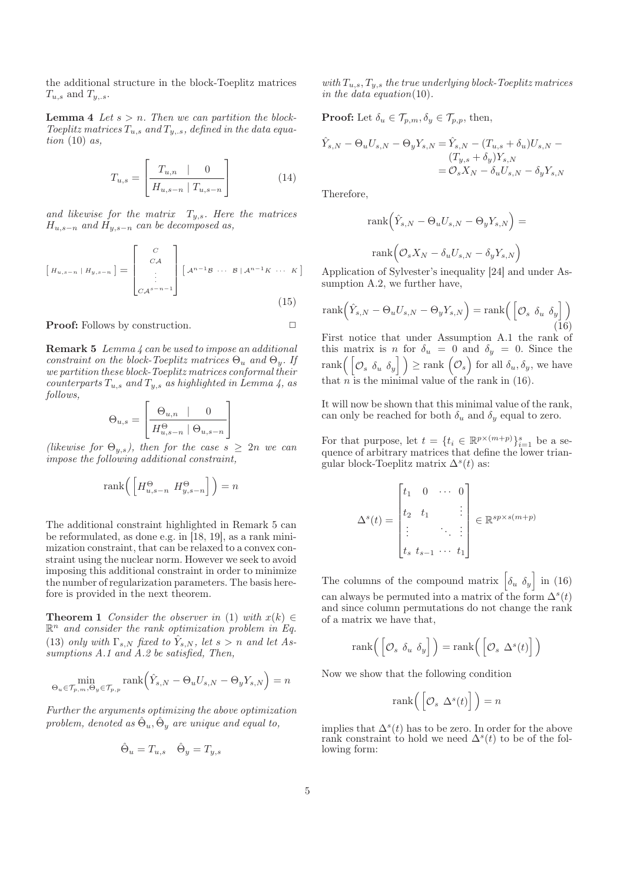the additional structure in the block-Toeplitz matrices $T_{u,s}$ and $T_{y,.s}$.

**Lemma 4** *Let $s > n$. Then we can partition the block-Toeplitz matrices $T_{u,s}$ and $T_{y,.s}$, defined in the data equation (10) as,*

$$T_{u,s} = \left[\begin{array}{c|c} T_{u,n} & 0 \\ \hline H_{u,s-n} & T_{u,s-n} \end{array}\right] \tag{14}$$

*and likewise for the matrix $T_{y,s}$. Here the matrices $H_{u,s-n}$ and $H_{y,s-n}$ can be decomposed as,*

$$\left[\, H_{u,s-n} \mid H_{y,s-n} \,\right] = \begin{bmatrix} C \\ C\mathcal{A} \\ \vdots \\ C\mathcal{A}^{s-n-1} \end{bmatrix} \left[\, \mathcal{A}^{n-1}\mathcal{B} \ \cdots \ \mathcal{B} \mid \mathcal{A}^{n-1}K \ \cdots \ K \,\right] \tag{15}$$

**Proof:** Follows by construction. □

**Remark 5** *Lemma 4 can be used to impose an additional constraint on the block-Toeplitz matrices $\Theta_u$ and $\Theta_y$. If we partition these block-Toeplitz matrices conformal their counterparts $T_{u,s}$ and $T_{y,s}$ as highlighted in Lemma 4, as follows,*

$$\Theta_{u,s} = \left[\begin{array}{c|c} \Theta_{u,n} & 0 \\ \hline H^{\Theta}_{u,s-n} & \Theta_{u,s-n} \end{array}\right]$$

*(likewise for $\Theta_{y,s}$), then for the case $s \geq 2n$ we can impose the following additional constraint,*

$$\operatorname{rank}\Big( \Big[ H^{\Theta}_{u,s-n} \ H^{\Theta}_{y,s-n} \Big] \Big) = n$$

The additional constraint highlighted in Remark 5 can be reformulated, as done e.g. in [18, 19], as a rank minimization constraint, that can be relaxed to a convex constraint using the nuclear norm. However we seek to avoid imposing this additional constraint in order to minimize the number of regularization parameters. The basis herefore is provided in the next theorem.

**Theorem 1** *Consider the observer in (1) with $x(k) \in \mathbb{R}^n$ and consider the rank optimization problem in Eq. (13) only with $\Gamma_{s,N}$ fixed to $\hat{Y}_{s,N}$, let $s > n$ and let Assumptions A.1 and A.2 be satisfied, Then,*

$$\min_{\Theta_u \in \mathcal{T}_{p,m}, \Theta_y \in \mathcal{T}_{p,p}} \operatorname{rank}\Big( \hat{Y}_{s,N} - \Theta_u U_{s,N} - \Theta_y Y_{s,N} \Big) = n$$

*Further the arguments optimizing the above optimization problem, denoted as $\hat{\Theta}_u, \hat{\Theta}_y$ are unique and equal to,*

$$\hat{\Theta}_u = T_{u,s} \quad \hat{\Theta}_y = T_{y,s}$$

*with $T_{u,s}, T_{y,s}$ the true underlying block-Toeplitz matrices in the data equation(10).*

**Proof:** Let $\delta_u \in \mathcal{T}_{p,m}, \delta_y \in \mathcal{T}_{p,p}$, then,

$$\begin{aligned} \hat{Y}_{s,N} - \Theta_u U_{s,N} - \Theta_y Y_{s,N} &= \hat{Y}_{s,N} - (T_{u,s} + \delta_u) U_{s,N} - \\ &\quad (T_{y,s} + \delta_y) Y_{s,N} \\ &= \mathcal{O}_s X_N - \delta_u U_{s,N} - \delta_y Y_{s,N} \end{aligned}$$

Therefore,

$$\operatorname{rank}\Big( \hat{Y}_{s,N} - \Theta_u U_{s,N} - \Theta_y Y_{s,N} \Big) =$$

$$\operatorname{rank}\Big( \mathcal{O}_s X_N - \delta_u U_{s,N} - \delta_y Y_{s,N} \Big)$$

Application of Sylvester's inequality [24] and under Assumption A.2, we further have,

$$\operatorname{rank}\Big( \hat{Y}_{s,N} - \Theta_u U_{s,N} - \Theta_y Y_{s,N} \Big) = \operatorname{rank}\Big( \Big[ \mathcal{O}_s \ \delta_u \ \delta_y \Big] \Big) \tag{16}$$

First notice that under Assumption A.1 the rank of this matrix is $n$ for $\delta_u = 0$ and $\delta_y = 0$. Since the $\operatorname{rank}\Big( \Big[ \mathcal{O}_s \ \delta_u \ \delta_y \Big] \Big) \geq \operatorname{rank}\Big( \mathcal{O}_s \Big)$ for all $\delta_u, \delta_y$, we have that $n$ is the minimal value of the rank in (16).

It will now be shown that this minimal value of the rank, can only be reached for both $\delta_u$ and $\delta_y$ equal to zero.

For that purpose, let $t = \{t_i \in \mathbb{R}^{p \times (m+p)}\}_{i=1}^{s}$ be a sequence of arbitrary matrices that define the lower triangular block-Toeplitz matrix $\Delta^s(t)$ as:

$$\Delta^s(t) = \begin{bmatrix} t_1 & 0 & \cdots & 0 \\ t_2 & t_1 & & \vdots \\ \vdots & & \ddots & \vdots \\ t_s & t_{s-1} & \cdots & t_1 \end{bmatrix} \in \mathbb{R}^{sp \times s(m+p)}$$

The columns of the compound matrix $\Big[ \delta_u \ \delta_y \Big]$ in (16) can always be permuted into a matrix of the form $\Delta^s(t)$ and since column permutations do not change the rank of a matrix we have that,

$$\operatorname{rank}\Big( \Big[ \mathcal{O}_s \ \delta_u \ \delta_y \Big] \Big) = \operatorname{rank}\Big( \Big[ \mathcal{O}_s \ \Delta^s(t) \Big] \Big)$$

Now we show that the following condition

$$\operatorname{rank}\Big( \Big[ \mathcal{O}_s \ \Delta^s(t) \Big] \Big) = n$$

implies that $\Delta^s(t)$ has to be zero. In order for the above rank constraint to hold we need $\Delta^s(t)$ to be of the following form: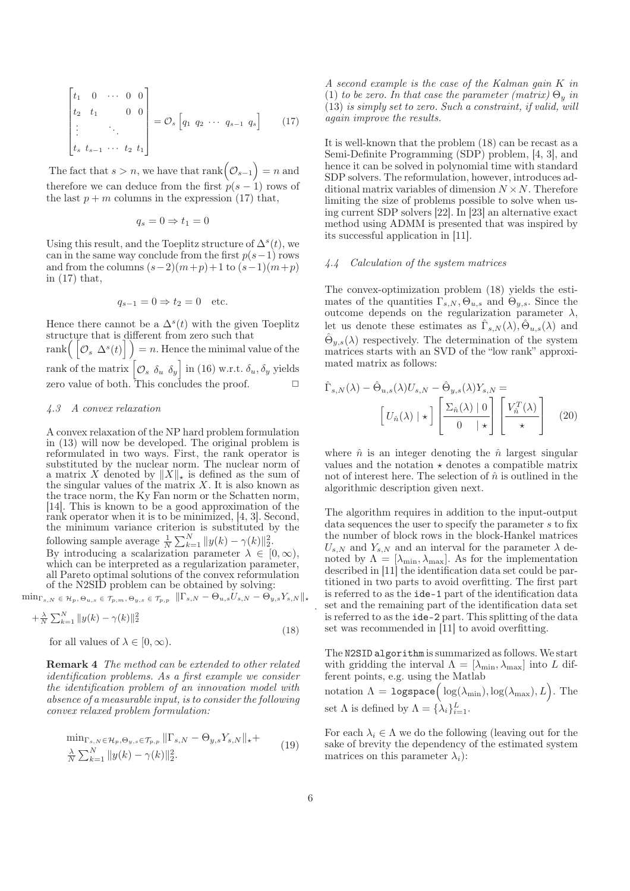$$
\begin{bmatrix} t_1 & 0 & \cdots & 0 & 0 \\ t_2 & t_1 & & 0 & 0 \\ \vdots & & \ddots & & \\ t_s & t_{s-1} & \cdots & t_2 & t_1 \end{bmatrix} = \mathcal{O}_s \begin{bmatrix} q_1 & q_2 & \cdots & q_{s-1} & q_s \end{bmatrix} \tag{17}
$$

The fact that $s > n$, we have that $\text{rank}\Big(\mathcal{O}_{s-1}\Big) = n$ and therefore we can deduce from the first $p(s-1)$ rows of the last $p+m$ columns in the expression (17) that,

$$
q_s = 0 \Rightarrow t_1 = 0
$$

Using this result, and the Toeplitz structure of $\Delta^s(t)$, we can in the same way conclude from the first $p(s-1)$ rows and from the columns $(s-2)(m+p)+1$ to $(s-1)(m+p)$ in (17) that,

$$
q_{s-1} = 0 \Rightarrow t_2 = 0 \quad \text{etc.}
$$

Hence there cannot be a $\Delta^s(t)$ with the given Toeplitz structure that is different from zero such that $\text{rank}\Big(\Big[\mathcal{O}_s \ \Delta^s(t)\Big]\Big) = n$. Hence the minimal value of the rank of the matrix $\Big[\mathcal{O}_s \ \delta_u \ \delta_y\Big]$ in (16) w.r.t. $\delta_u, \delta_y$ yields zero value of both. This concludes the proof. $\square$

### *4.3 A convex relaxation*

A convex relaxation of the NP hard problem formulation in (13) will now be developed. The original problem is reformulated in two ways. First, the rank operator is substituted by the nuclear norm. The nuclear norm of a matrix $X$ denoted by $\|X\|_\star$ is defined as the sum of the singular values of the matrix $X$. It is also known as the trace norm, the Ky Fan norm or the Schatten norm, [14]. This is known to be a good approximation of the rank operator when it is to be minimized, [4, 3]. Second, the minimum variance criterion is substituted by the following sample average $\frac{1}{N}\sum_{k=1}^{N}\|y(k)-\gamma(k)\|_2^2$. By introducing a scalarization parameter $\lambda \in [0,\infty)$, which can be interpreted as a regularization parameter, all Pareto optimal solutions of the convex reformulation of the N2SID problem can be obtained by solving:

$$
\begin{aligned}
\min_{\Gamma_{s,N} \in \mathcal{H}_p, \Theta_{u,s} \in \mathcal{T}_{p,m}, \Theta_{y,s} \in \mathcal{T}_{p,p}} & \|\Gamma_{s,N} - \Theta_{u,s}U_{s,N} - \Theta_{y,s}Y_{s,N}\|_\star \\
+ \frac{\lambda}{N}\sum_{k=1}^{N}\|y(k)-\gamma(k)\|_2^2 &
\end{aligned}
\tag{18}
$$

for all values of $\lambda \in [0,\infty)$.

**Remark 4** *The method can be extended to other related identification problems. As a first example we consider the identification problem of an innovation model with absence of a measurable input, is to consider the following convex relaxed problem formulation:*

$$
\begin{aligned}
\min_{\Gamma_{s,N} \in \mathcal{H}_p, \Theta_{y,s} \in \mathcal{T}_{p,p}} & \|\Gamma_{s,N} - \Theta_{y,s}Y_{s,N}\|_\star + \\
\frac{\lambda}{N}\sum_{k=1}^{N}\|y(k)-\gamma(k)\|_2^2. &
\end{aligned}
\tag{19}
$$

*A second example is the case of the Kalman gain $K$ in (1) to be zero. In that case the parameter (matrix) $\Theta_y$ in (13) is simply set to zero. Such a constraint, if valid, will again improve the results.*

It is well-known that the problem (18) can be recast as a Semi-Definite Programming (SDP) problem, [4, 3], and hence it can be solved in polynomial time with standard SDP solvers. The reformulation, however, introduces additional matrix variables of dimension $N \times N$. Therefore limiting the size of problems possible to solve when using current SDP solvers [22]. In [23] an alternative exact method using ADMM is presented that was inspired by its successful application in [11].

### *4.4 Calculation of the system matrices*

The convex-optimization problem (18) yields the estimates of the quantities $\Gamma_{s,N}, \Theta_{u,s}$ and $\Theta_{y,s}$. Since the outcome depends on the regularization parameter $\lambda$, let us denote these estimates as $\hat{\Gamma}_{s,N}(\lambda), \hat{\Theta}_{u,s}(\lambda)$ and $\hat{\Theta}_{y,s}(\lambda)$ respectively. The determination of the system matrices starts with an SVD of the "low rank" approximated matrix as follows:

$$
\hat{\Gamma}_{s,N}(\lambda) - \hat{\Theta}_{u,s}(\lambda)U_{s,N} - \hat{\Theta}_{y,s}(\lambda)Y_{s,N} = \\
\Big[U_{\hat{n}}(\lambda) \mid \star\Big] \begin{bmatrix} \Sigma_{\hat{n}}(\lambda) \mid 0 \\ 0 \quad \mid \star \end{bmatrix} \begin{bmatrix} V_{\hat{n}}^T(\lambda) \\ \star \end{bmatrix} \tag{20}
$$

where $\hat{n}$ is an integer denoting the $\hat{n}$ largest singular values and the notation $\star$ denotes a compatible matrix not of interest here. The selection of $\hat{n}$ is outlined in the algorithmic description given next.

The algorithm requires in addition to the input-output data sequences the user to specify the parameter $s$ to fix the number of block rows in the block-Hankel matrices $U_{s,N}$ and $Y_{s,N}$ and an interval for the parameter $\lambda$ denoted by $\Lambda = [\lambda_{\min}, \lambda_{\max}]$. As for the implementation described in [11] the identification data set could be partitioned in two parts to avoid overfitting. The first part is referred to as the `ide-1` part of the identification data set and the remaining part of the identification data set is referred to as the `ide-2` part. This splitting of the data set was recommended in [11] to avoid overfitting.

The `N2SID algorithm` is summarized as follows. We start with gridding the interval $\Lambda = [\lambda_{\min}, \lambda_{\max}]$ into $L$ different points, e.g. using the Matlab notation $\Lambda = \texttt{logspace}\Big(\log(\lambda_{\min}), \log(\lambda_{\max}), L\Big)$. The set $\Lambda$ is defined by $\Lambda = \{\lambda_i\}_{i=1}^{L}$.

For each $\lambda_i \in \Lambda$ we do the following (leaving out for the sake of brevity the dependency of the estimated system matrices on this parameter $\lambda_i$):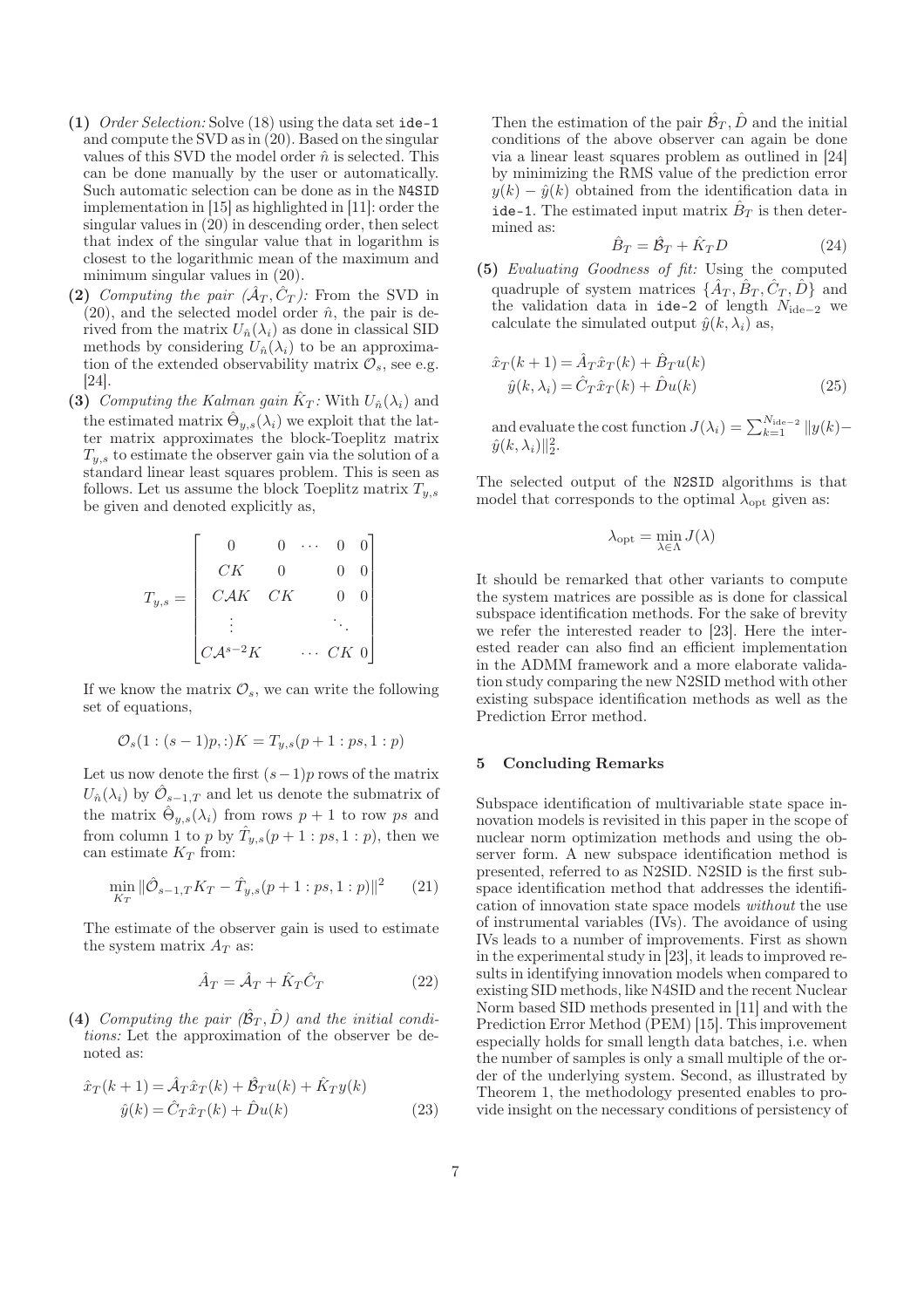**(1)** *Order Selection:* Solve (18) using the data set `ide-1` and compute the SVD as in (20). Based on the singular values of this SVD the model order $\hat{n}$ is selected. This can be done manually by the user or automatically. Such automatic selection can be done as in the `N4SID` implementation in [15] as highlighted in [11]: order the singular values in (20) in descending order, then select that index of the singular value that in logarithm is closest to the logarithmic mean of the maximum and minimum singular values in (20).

**(2)** *Computing the pair $(\hat{\mathcal{A}}_T, \hat{C}_T)$:* From the SVD in (20), and the selected model order $\hat{n}$, the pair is derived from the matrix $U_{\hat{n}}(\lambda_i)$ as done in classical SID methods by considering $U_{\hat{n}}(\lambda_i)$ to be an approximation of the extended observability matrix $\mathcal{O}_s$, see e.g. [24].

**(3)** *Computing the Kalman gain $\hat{K}_T$:* With $U_{\hat{n}}(\lambda_i)$ and the estimated matrix $\hat{\Theta}_{y,s}(\lambda_i)$ we exploit that the latter matrix approximates the block-Toeplitz matrix $T_{y,s}$ to estimate the observer gain via the solution of a standard linear least squares problem. This is seen as follows. Let us assume the block Toeplitz matrix $T_{y,s}$ be given and denoted explicitly as,

$$
T_{y,s} = \begin{bmatrix} 0 & 0 & \cdots & 0 & 0 \\ CK & 0 & & 0 & 0 \\ C\mathcal{A}K & CK & & 0 & 0 \\ \vdots & & & \ddots & \\ C\mathcal{A}^{s-2}K & & \cdots & CK & 0 \end{bmatrix}
$$

If we know the matrix $\mathcal{O}_s$, we can write the following set of equations,

$$
\mathcal{O}_s(1:(s-1)p,:)K = T_{y,s}(p+1:ps, 1:p)
$$

Let us now denote the first $(s-1)p$ rows of the matrix $U_{\hat{n}}(\lambda_i)$ by $\hat{\mathcal{O}}_{s-1,T}$ and let us denote the submatrix of the matrix $\hat{\Theta}_{y,s}(\lambda_i)$ from rows $p+1$ to row $ps$ and from column 1 to $p$ by $\hat{T}_{y,s}(p+1:ps, 1:p)$, then we can estimate $K_T$ from:

$$
\min_{K_T} \|\hat{\mathcal{O}}_{s-1,T}K_T - \hat{T}_{y,s}(p+1:ps, 1:p)\|^2 \qquad (21)
$$

The estimate of the observer gain is used to estimate the system matrix $A_T$ as:

$$
\hat{A}_T = \hat{\mathcal{A}}_T + \hat{K}_T\hat{C}_T \qquad (22)
$$

**(4)** *Computing the pair $(\hat{\mathcal{B}}_T, \hat{D})$ and the initial conditions:* Let the approximation of the observer be denoted as:

$$
\begin{aligned}
\hat{x}_T(k+1) &= \hat{\mathcal{A}}_T\hat{x}_T(k) + \hat{\mathcal{B}}_T u(k) + \hat{K}_T y(k) \\
\hat{y}(k) &= \hat{C}_T\hat{x}_T(k) + \hat{D}u(k)
\end{aligned} \qquad (23)
$$

Then the estimation of the pair $\hat{\mathcal{B}}_T, \hat{D}$ and the initial conditions of the above observer can again be done via a linear least squares problem as outlined in [24] by minimizing the RMS value of the prediction error $y(k) - \hat{y}(k)$ obtained from the identification data in `ide-1`. The estimated input matrix $\hat{B}_T$ is then determined as:

$$
\hat{B}_T = \hat{\mathcal{B}}_T + \hat{K}_T D \qquad (24)
$$

**(5)** *Evaluating Goodness of fit:* Using the computed quadruple of system matrices $\{\hat{A}_T, \hat{B}_T, \hat{C}_T, \hat{D}\}$ and the validation data in `ide-2` of length $N_{\text{ide}-2}$ we calculate the simulated output $\hat{y}(k, \lambda_i)$ as,

$$
\begin{aligned}
\hat{x}_T(k+1) &= \hat{A}_T\hat{x}_T(k) + \hat{B}_T u(k) \\
\hat{y}(k, \lambda_i) &= \hat{C}_T\hat{x}_T(k) + \hat{D}u(k)
\end{aligned} \qquad (25)
$$

and evaluate the cost function $J(\lambda_i) = \sum_{k=1}^{N_{\text{ide}-2}} \|y(k) - \hat{y}(k, \lambda_i)\|_2^2$.

The selected output of the `N2SID` algorithms is that model that corresponds to the optimal $\lambda_{\text{opt}}$ given as:

$$
\lambda_{\text{opt}} = \min_{\lambda \in \Lambda} J(\lambda)
$$

It should be remarked that other variants to compute the system matrices are possible as is done for classical subspace identification methods. For the sake of brevity we refer the interested reader to [23]. Here the interested reader can also find an efficient implementation in the ADMM framework and a more elaborate validation study comparing the new N2SID method with other existing subspace identification methods as well as the Prediction Error method.

## 5 Concluding Remarks

Subspace identification of multivariable state space innovation models is revisited in this paper in the scope of nuclear norm optimization methods and using the observer form. A new subspace identification method is presented, referred to as N2SID. N2SID is the first subspace identification method that addresses the identification of innovation state space models *without* the use of instrumental variables (IVs). The avoidance of using IVs leads to a number of improvements. First as shown in the experimental study in [23], it leads to improved results in identifying innovation models when compared to existing SID methods, like N4SID and the recent Nuclear Norm based SID methods presented in [11] and with the Prediction Error Method (PEM) [15]. This improvement especially holds for small length data batches, i.e. when the number of samples is only a small multiple of the order of the underlying system. Second, as illustrated by Theorem 1, the methodology presented enables to provide insight on the necessary conditions of persistency of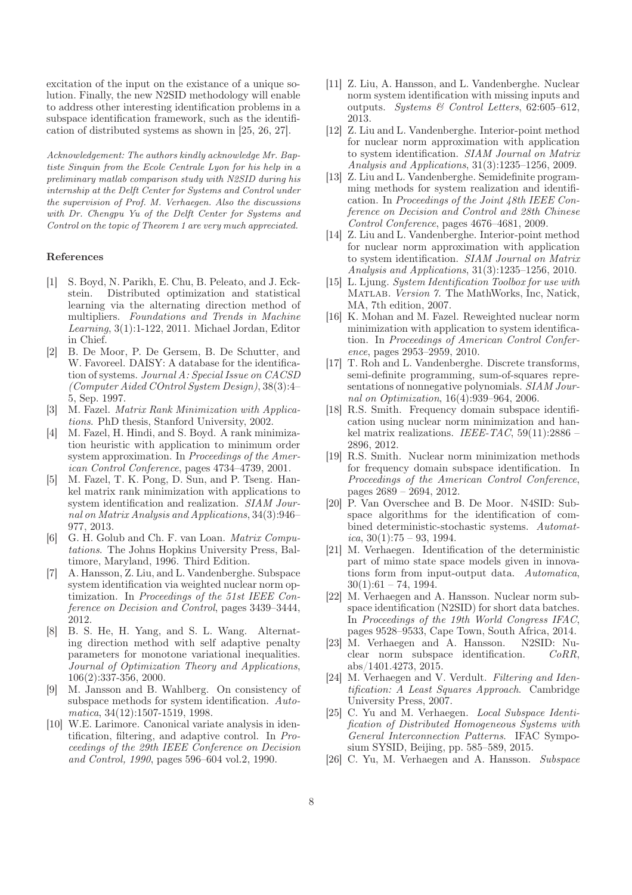excitation of the input on the existance of a unique solution. Finally, the new N2SID methodology will enable to address other interesting identification problems in a subspace identification framework, such as the identification of distributed systems as shown in [25, 26, 27].

*Acknowledgement: The authors kindly acknowledge Mr. Baptiste Sinquin from the Ecole Centrale Lyon for his help in a preliminary matlab comparison study with N2SID during his internship at the Delft Center for Systems and Control under the supervision of Prof. M. Verhaegen. Also the discussions with Dr. Chengpu Yu of the Delft Center for Systems and Control on the topic of Theorem 1 are very much appreciated.*

#### References

[1] S. Boyd, N. Parikh, E. Chu, B. Peleato, and J. Eckstein. Distributed optimization and statistical learning via the alternating direction method of multipliers. *Foundations and Trends in Machine Learning*, 3(1):1-122, 2011. Michael Jordan, Editor in Chief.

[2] B. De Moor, P. De Gersem, B. De Schutter, and W. Favoreel. DAISY: A database for the identification of systems. *Journal A: Special Issue on CACSD (Computer Aided COntrol System Design)*, 38(3):4–5, Sep. 1997.

[3] M. Fazel. *Matrix Rank Minimization with Applications*. PhD thesis, Stanford University, 2002.

[4] M. Fazel, H. Hindi, and S. Boyd. A rank minimization heuristic with application to minimum order system approximation. In *Proceedings of the American Control Conference*, pages 4734–4739, 2001.

[5] M. Fazel, T. K. Pong, D. Sun, and P. Tseng. Hankel matrix rank minimization with applications to system identification and realization. *SIAM Journal on Matrix Analysis and Applications*, 34(3):946–977, 2013.

[6] G. H. Golub and Ch. F. van Loan. *Matrix Computations*. The Johns Hopkins University Press, Baltimore, Maryland, 1996. Third Edition.

[7] A. Hansson, Z. Liu, and L. Vandenberghe. Subspace system identification via weighted nuclear norm optimization. In *Proceedings of the 51st IEEE Conference on Decision and Control*, pages 3439–3444, 2012.

[8] B. S. He, H. Yang, and S. L. Wang. Alternating direction method with self adaptive penalty parameters for monotone variational inequalities. *Journal of Optimization Theory and Applications*, 106(2):337-356, 2000.

[9] M. Jansson and B. Wahlberg. On consistency of subspace methods for system identification. *Automatica*, 34(12):1507-1519, 1998.

[10] W.E. Larimore. Canonical variate analysis in identification, filtering, and adaptive control. In *Proceedings of the 29th IEEE Conference on Decision and Control, 1990*, pages 596–604 vol.2, 1990.

[11] Z. Liu, A. Hansson, and L. Vandenberghe. Nuclear norm system identification with missing inputs and outputs. *Systems & Control Letters*, 62:605–612, 2013.

[12] Z. Liu and L. Vandenberghe. Interior-point method for nuclear norm approximation with application to system identification. *SIAM Journal on Matrix Analysis and Applications*, 31(3):1235–1256, 2009.

[13] Z. Liu and L. Vandenberghe. Semidefinite programming methods for system realization and identification. In *Proceedings of the Joint 48th IEEE Conference on Decision and Control and 28th Chinese Control Conference*, pages 4676–4681, 2009.

[14] Z. Liu and L. Vandenberghe. Interior-point method for nuclear norm approximation with application to system identification. *SIAM Journal on Matrix Analysis and Applications*, 31(3):1235–1256, 2010.

[15] L. Ljung. *System Identification Toolbox for use with* MATLAB. *Version 7.* The MathWorks, Inc, Natick, MA, 7th edition, 2007.

[16] K. Mohan and M. Fazel. Reweighted nuclear norm minimization with application to system identification. In *Proceedings of American Control Conference*, pages 2953–2959, 2010.

[17] T. Roh and L. Vandenberghe. Discrete transforms, semi-definite programming, sum-of-squares representations of nonnegative polynomials. *SIAM Journal on Optimization*, 16(4):939–964, 2006.

[18] R.S. Smith. Frequency domain subspace identification using nuclear norm minimization and hankel matrix realizations. *IEEE-TAC*, 59(11):2886 – 2896, 2012.

[19] R.S. Smith. Nuclear norm minimization methods for frequency domain subspace identification. In *Proceedings of the American Control Conference*, pages 2689 – 2694, 2012.

[20] P. Van Overschee and B. De Moor. N4SID: Subspace algorithms for the identification of combined deterministic-stochastic systems. *Automatica*, 30(1):75 – 93, 1994.

[21] M. Verhaegen. Identification of the deterministic part of mimo state space models given in innovations form from input-output data. *Automatica*, 30(1):61 – 74, 1994.

[22] M. Verhaegen and A. Hansson. Nuclear norm subspace identification (N2SID) for short data batches. In *Proceedings of the 19th World Congress IFAC*, pages 9528–9533, Cape Town, South Africa, 2014.

[23] M. Verhaegen and A. Hansson. N2SID: Nuclear norm subspace identification. *CoRR*, abs/1401.4273, 2015.

[24] M. Verhaegen and V. Verdult. *Filtering and Identification: A Least Squares Approach*. Cambridge University Press, 2007.

[25] C. Yu and M. Verhaegen. *Local Subspace Identification of Distributed Homogeneous Systems with General Interconnection Patterns*. IFAC Symposium SYSID, Beijing, pp. 585–589, 2015.

[26] C. Yu, M. Verhaegen and A. Hansson. *Subspace*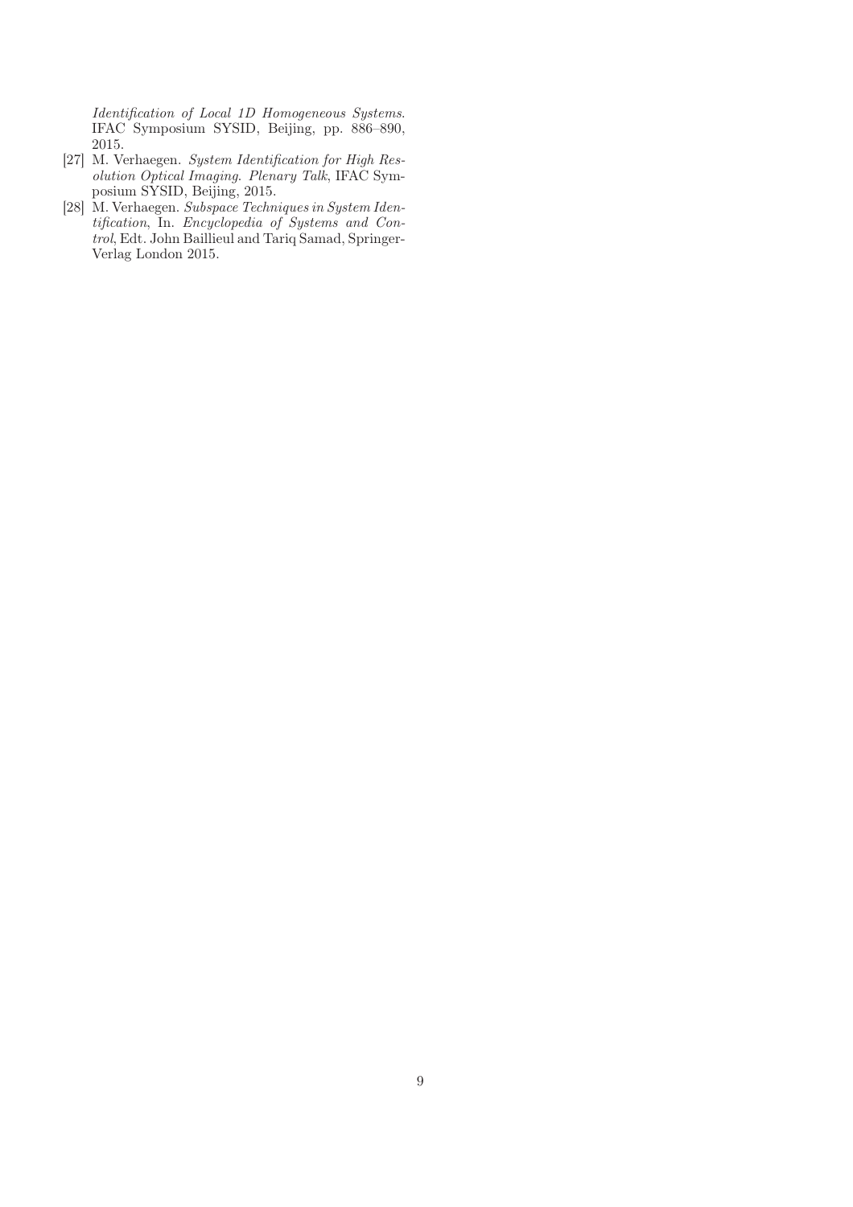*Identification of Local 1D Homogeneous Systems*. IFAC Symposium SYSID, Beijing, pp. 886–890, 2015.

[27] M. Verhaegen. *System Identification for High Resolution Optical Imaging*. *Plenary Talk*, IFAC Symposium SYSID, Beijing, 2015.

[28] M. Verhaegen. *Subspace Techniques in System Identification*, In. *Encyclopedia of Systems and Control*, Edt. John Baillieul and Tariq Samad, Springer-Verlag London 2015.